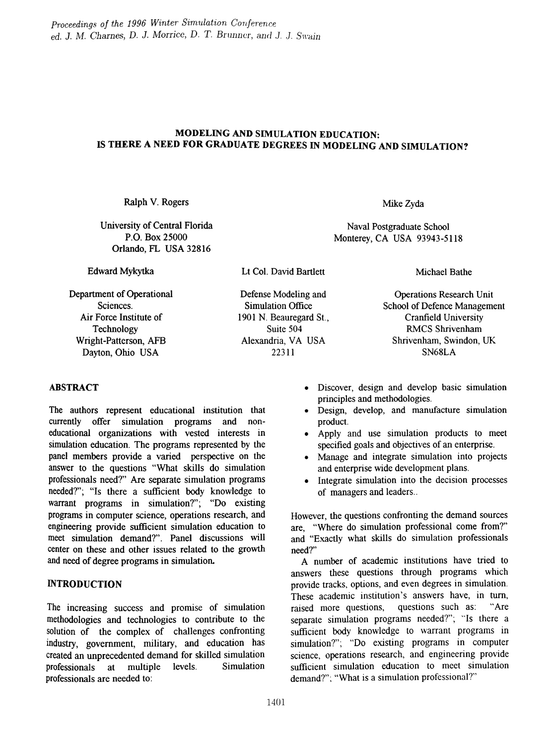*Proceedings of the 1996 Winter Simulation Conference*
*ed. J. M. Charnes, D. J. Morrice, D. T. Brunner, and J. J. Swain*

# MODELING AND SIMULATION EDUCATION: IS THERE A NEED FOR GRADUATE DEGREES IN MODELING AND SIMULATION?

Ralph V. Rogers

University of Central Florida
P.O. Box 25000
Orlando, FL USA 32816

Mike Zyda

Naval Postgraduate School
Monterey, CA USA 93943-5118

Edward Mykytka

Department of Operational Sciences.
Air Force Institute of Technology
Wright-Patterson, AFB
Dayton, Ohio USA

Lt Col. David Bartlett

Defense Modeling and Simulation Office
1901 N. Beauregard St., Suite 504
Alexandria, VA USA 22311

Michael Bathe

Operations Research Unit
School of Defence Management
Cranfield University
RMCS Shrivenham
Shrivenham, Swindon, UK
SN68LA

## ABSTRACT

The authors represent educational institution that currently offer simulation programs and non-educational organizations with vested interests in simulation education. The programs represented by the panel members provide a varied perspective on the answer to the questions "What skills do simulation professionals need?" Are separate simulation programs needed?"; "Is there a sufficient body knowledge to warrant programs in simulation?"; "Do existing programs in computer science, operations research, and engineering provide sufficient simulation education to meet simulation demand?". Panel discussions will center on these and other issues related to the growth and need of degree programs in simulation.

## INTRODUCTION

The increasing success and promise of simulation methodologies and technologies to contribute to the solution of the complex of challenges confronting industry, government, military, and education has created an unprecedented demand for skilled simulation professionals at multiple levels. Simulation professionals are needed to:

- Discover, design and develop basic simulation principles and methodologies.
- Design, develop, and manufacture simulation product.
- Apply and use simulation products to meet specified goals and objectives of an enterprise.
- Manage and integrate simulation into projects and enterprise wide development plans.
- Integrate simulation into the decision processes of managers and leaders..

However, the questions confronting the demand sources are, "Where do simulation professional come from?" and "Exactly what skills do simulation professionals need?"

A number of academic institutions have tried to answers these questions through programs which provide tracks, options, and even degrees in simulation. These academic institution's answers have, in turn, raised more questions, questions such as: "Are separate simulation programs needed?"; "Is there a sufficient body knowledge to warrant programs in simulation?"; "Do existing programs in computer science, operations research, and engineering provide sufficient simulation education to meet simulation demand?"; "What is a simulation professional?"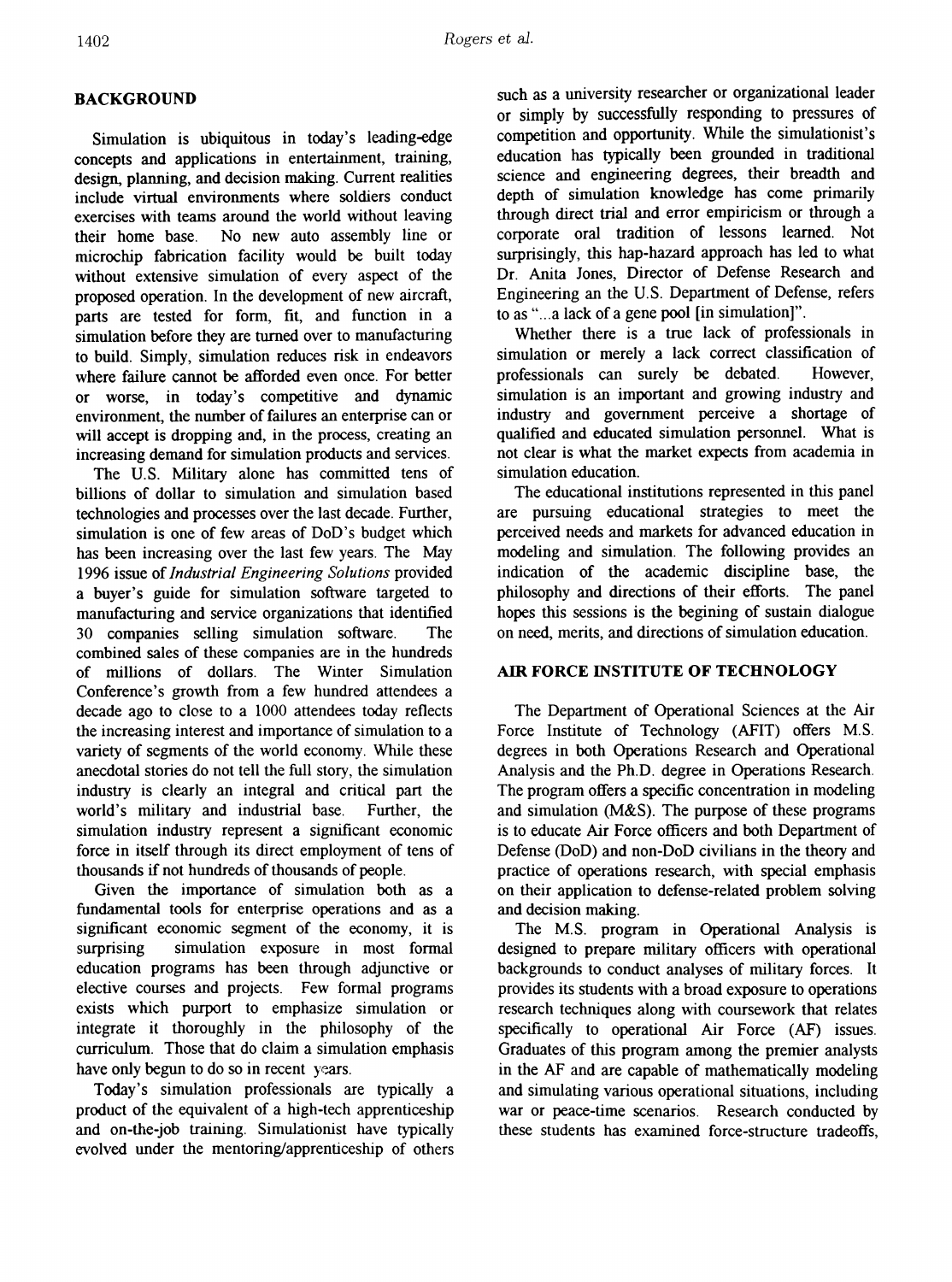## BACKGROUND

Simulation is ubiquitous in today's leading-edge concepts and applications in entertainment, training, design, planning, and decision making. Current realities include virtual environments where soldiers conduct exercises with teams around the world without leaving their home base. No new auto assembly line or microchip fabrication facility would be built today without extensive simulation of every aspect of the proposed operation. In the development of new aircraft, parts are tested for form, fit, and function in a simulation before they are turned over to manufacturing to build. Simply, simulation reduces risk in endeavors where failure cannot be afforded even once. For better or worse, in today's competitive and dynamic environment, the number of failures an enterprise can or will accept is dropping and, in the process, creating an increasing demand for simulation products and services.

The U.S. Military alone has committed tens of billions of dollar to simulation and simulation based technologies and processes over the last decade. Further, simulation is one of few areas of DoD's budget which has been increasing over the last few years. The May 1996 issue of *Industrial Engineering Solutions* provided a buyer's guide for simulation software targeted to manufacturing and service organizations that identified 30 companies selling simulation software. The combined sales of these companies are in the hundreds of millions of dollars. The Winter Simulation Conference's growth from a few hundred attendees a decade ago to close to a 1000 attendees today reflects the increasing interest and importance of simulation to a variety of segments of the world economy. While these anecdotal stories do not tell the full story, the simulation industry is clearly an integral and critical part the world's military and industrial base. Further, the simulation industry represent a significant economic force in itself through its direct employment of tens of thousands if not hundreds of thousands of people.

Given the importance of simulation both as a fundamental tools for enterprise operations and as a significant economic segment of the economy, it is surprising simulation exposure in most formal education programs has been through adjunctive or elective courses and projects. Few formal programs exists which purport to emphasize simulation or integrate it thoroughly in the philosophy of the curriculum. Those that do claim a simulation emphasis have only begun to do so in recent years.

Today's simulation professionals are typically a product of the equivalent of a high-tech apprenticeship and on-the-job training. Simulationist have typically evolved under the mentoring/apprenticeship of others such as a university researcher or organizational leader or simply by successfully responding to pressures of competition and opportunity. While the simulationist's education has typically been grounded in traditional science and engineering degrees, their breadth and depth of simulation knowledge has come primarily through direct trial and error empiricism or through a corporate oral tradition of lessons learned. Not surprisingly, this hap-hazard approach has led to what Dr. Anita Jones, Director of Defense Research and Engineering an the U.S. Department of Defense, refers to as "...a lack of a gene pool [in simulation]".

Whether there is a true lack of professionals in simulation or merely a lack correct classification of professionals can surely be debated. However, simulation is an important and growing industry and industry and government perceive a shortage of qualified and educated simulation personnel. What is not clear is what the market expects from academia in simulation education.

The educational institutions represented in this panel are pursuing educational strategies to meet the perceived needs and markets for advanced education in modeling and simulation. The following provides an indication of the academic discipline base, the philosophy and directions of their efforts. The panel hopes this sessions is the begining of sustain dialogue on need, merits, and directions of simulation education.

## AIR FORCE INSTITUTE OF TECHNOLOGY

The Department of Operational Sciences at the Air Force Institute of Technology (AFIT) offers M.S. degrees in both Operations Research and Operational Analysis and the Ph.D. degree in Operations Research. The program offers a specific concentration in modeling and simulation (M&S). The purpose of these programs is to educate Air Force officers and both Department of Defense (DoD) and non-DoD civilians in the theory and practice of operations research, with special emphasis on their application to defense-related problem solving and decision making.

The M.S. program in Operational Analysis is designed to prepare military officers with operational backgrounds to conduct analyses of military forces. It provides its students with a broad exposure to operations research techniques along with coursework that relates specifically to operational Air Force (AF) issues. Graduates of this program among the premier analysts in the AF and are capable of mathematically modeling and simulating various operational situations, including war or peace-time scenarios. Research conducted by these students has examined force-structure tradeoffs,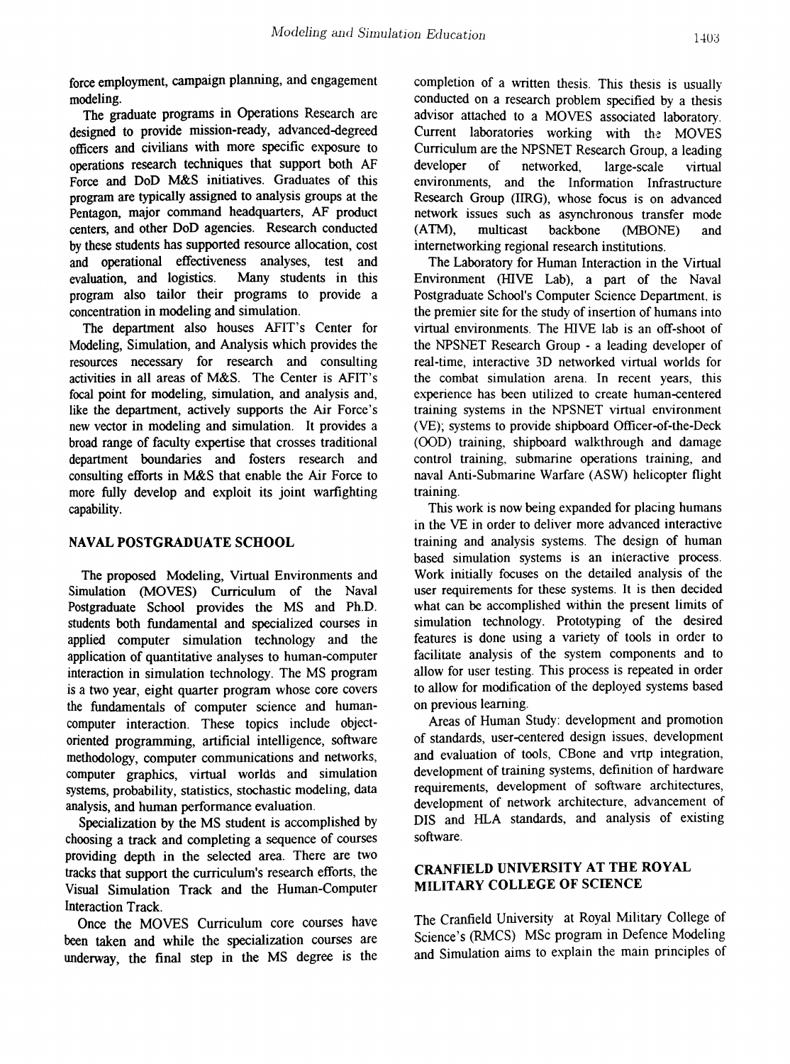force employment, campaign planning, and engagement modeling.

The graduate programs in Operations Research are designed to provide mission-ready, advanced-degreed officers and civilians with more specific exposure to operations research techniques that support both AF Force and DoD M&S initiatives. Graduates of this program are typically assigned to analysis groups at the Pentagon, major command headquarters, AF product centers, and other DoD agencies. Research conducted by these students has supported resource allocation, cost and operational effectiveness analyses, test and evaluation, and logistics. Many students in this program also tailor their programs to provide a concentration in modeling and simulation.

The department also houses AFIT's Center for Modeling, Simulation, and Analysis which provides the resources necessary for research and consulting activities in all areas of M&S. The Center is AFIT's focal point for modeling, simulation, and analysis and, like the department, actively supports the Air Force's new vector in modeling and simulation. It provides a broad range of faculty expertise that crosses traditional department boundaries and fosters research and consulting efforts in M&S that enable the Air Force to more fully develop and exploit its joint warfighting capability.

## NAVAL POSTGRADUATE SCHOOL

The proposed Modeling, Virtual Environments and Simulation (MOVES) Curriculum of the Naval Postgraduate School provides the MS and Ph.D. students both fundamental and specialized courses in applied computer simulation technology and the application of quantitative analyses to human-computer interaction in simulation technology. The MS program is a two year, eight quarter program whose core covers the fundamentals of computer science and human-computer interaction. These topics include object-oriented programming, artificial intelligence, software methodology, computer communications and networks, computer graphics, virtual worlds and simulation systems, probability, statistics, stochastic modeling, data analysis, and human performance evaluation.

Specialization by the MS student is accomplished by choosing a track and completing a sequence of courses providing depth in the selected area. There are two tracks that support the curriculum's research efforts, the Visual Simulation Track and the Human-Computer Interaction Track.

Once the MOVES Curriculum core courses have been taken and while the specialization courses are underway, the final step in the MS degree is the completion of a written thesis. This thesis is usually conducted on a research problem specified by a thesis advisor attached to a MOVES associated laboratory. Current laboratories working with the MOVES Curriculum are the NPSNET Research Group, a leading developer of networked, large-scale virtual environments, and the Information Infrastructure Research Group (IIRG), whose focus is on advanced network issues such as asynchronous transfer mode (ATM), multicast backbone (MBONE) and internetworking regional research institutions.

The Laboratory for Human Interaction in the Virtual Environment (HIVE Lab), a part of the Naval Postgraduate School's Computer Science Department, is the premier site for the study of insertion of humans into virtual environments. The HIVE lab is an off-shoot of the NPSNET Research Group - a leading developer of real-time, interactive 3D networked virtual worlds for the combat simulation arena. In recent years, this experience has been utilized to create human-centered training systems in the NPSNET virtual environment (VE); systems to provide shipboard Officer-of-the-Deck (OOD) training, shipboard walkthrough and damage control training, submarine operations training, and naval Anti-Submarine Warfare (ASW) helicopter flight training.

This work is now being expanded for placing humans in the VE in order to deliver more advanced interactive training and analysis systems. The design of human based simulation systems is an interactive process. Work initially focuses on the detailed analysis of the user requirements for these systems. It is then decided what can be accomplished within the present limits of simulation technology. Prototyping of the desired features is done using a variety of tools in order to facilitate analysis of the system components and to allow for user testing. This process is repeated in order to allow for modification of the deployed systems based on previous learning.

Areas of Human Study: development and promotion of standards, user-centered design issues, development and evaluation of tools, CBone and vrtp integration, development of training systems, definition of hardware requirements, development of software architectures, development of network architecture, advancement of DIS and HLA standards, and analysis of existing software.

## CRANFIELD UNIVERSITY AT THE ROYAL MILITARY COLLEGE OF SCIENCE

The Cranfield University at Royal Military College of Science's (RMCS) MSc program in Defence Modeling and Simulation aims to explain the main principles of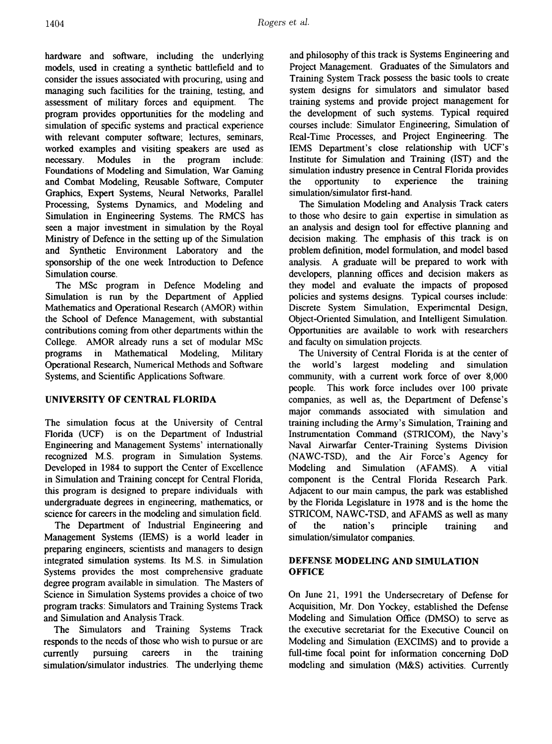hardware and software, including the underlying models, used in creating a synthetic battlefield and to consider the issues associated with procuring, using and managing such facilities for the training, testing, and assessment of military forces and equipment. The program provides opportunities for the modeling and simulation of specific systems and practical experience with relevant computer software; lectures, seminars, worked examples and visiting speakers are used as necessary. Modules in the program include: Foundations of Modeling and Simulation, War Gaming and Combat Modeling, Reusable Software, Computer Graphics, Expert Systems, Neural Networks, Parallel Processing, Systems Dynamics, and Modeling and Simulation in Engineering Systems. The RMCS has seen a major investment in simulation by the Royal Ministry of Defence in the setting up of the Simulation and Synthetic Environment Laboratory and the sponsorship of the one week Introduction to Defence Simulation course.

The MSc program in Defence Modeling and Simulation is run by the Department of Applied Mathematics and Operational Research (AMOR) within the School of Defence Management, with substantial contributions coming from other departments within the College. AMOR already runs a set of modular MSc programs in Mathematical Modeling, Military Operational Research, Numerical Methods and Software Systems, and Scientific Applications Software.

## UNIVERSITY OF CENTRAL FLORIDA

The simulation focus at the University of Central Florida (UCF) is on the Department of Industrial Engineering and Management Systems' internationally recognized M.S. program in Simulation Systems. Developed in 1984 to support the Center of Excellence in Simulation and Training concept for Central Florida, this program is designed to prepare individuals with undergraduate degrees in engineering, mathematics, or science for careers in the modeling and simulation field.

The Department of Industrial Engineering and Management Systems (IEMS) is a world leader in preparing engineers, scientists and managers to design integrated simulation systems. Its M.S. in Simulation Systems provides the most comprehensive graduate degree program available in simulation. The Masters of Science in Simulation Systems provides a choice of two program tracks: Simulators and Training Systems Track and Simulation and Analysis Track.

The Simulators and Training Systems Track responds to the needs of those who wish to pursue or are currently pursuing careers in the training simulation/simulator industries. The underlying theme and philosophy of this track is Systems Engineering and Project Management. Graduates of the Simulators and Training System Track possess the basic tools to create system designs for simulators and simulator based training systems and provide project management for the development of such systems. Typical required courses include: Simulator Engineering, Simulation of Real-Time Processes, and Project Engineering. The IEMS Department's close relationship with UCF's Institute for Simulation and Training (IST) and the simulation industry presence in Central Florida provides the opportunity to experience the training simulation/simulator first-hand.

The Simulation Modeling and Analysis Track caters to those who desire to gain expertise in simulation as an analysis and design tool for effective planning and decision making. The emphasis of this track is on problem definition, model formulation, and model based analysis. A graduate will be prepared to work with developers, planning offices and decision makers as they model and evaluate the impacts of proposed policies and systems designs. Typical courses include: Discrete System Simulation, Experimental Design, Object-Oriented Simulation, and Intelligent Simulation. Opportunities are available to work with researchers and faculty on simulation projects.

The University of Central Florida is at the center of the world's largest modeling and simulation community, with a current work force of over 8,000 people. This work force includes over 100 private companies, as well as, the Department of Defense's major commands associated with simulation and training including the Army's Simulation, Training and Instrumentation Command (STRICOM), the Navy's Naval Airwarfar Center-Training Systems Division (NAWC-TSD), and the Air Force's Agency for Modeling and Simulation (AFAMS). A vitial component is the Central Florida Research Park. Adjacent to our main campus, the park was established by the Florida Legislature in 1978 and is the home the STRICOM, NAWC-TSD, and AFAMS as well as many of the nation's principle training and simulation/simulator companies.

## DEFENSE MODELING AND SIMULATION OFFICE

On June 21, 1991 the Undersecretary of Defense for Acquisition, Mr. Don Yockey, established the Defense Modeling and Simulation Office (DMSO) to serve as the executive secretariat for the Executive Council on Modeling and Simulation (EXCIMS) and to provide a full-time focal point for information concerning DoD modeling and simulation (M&S) activities. Currently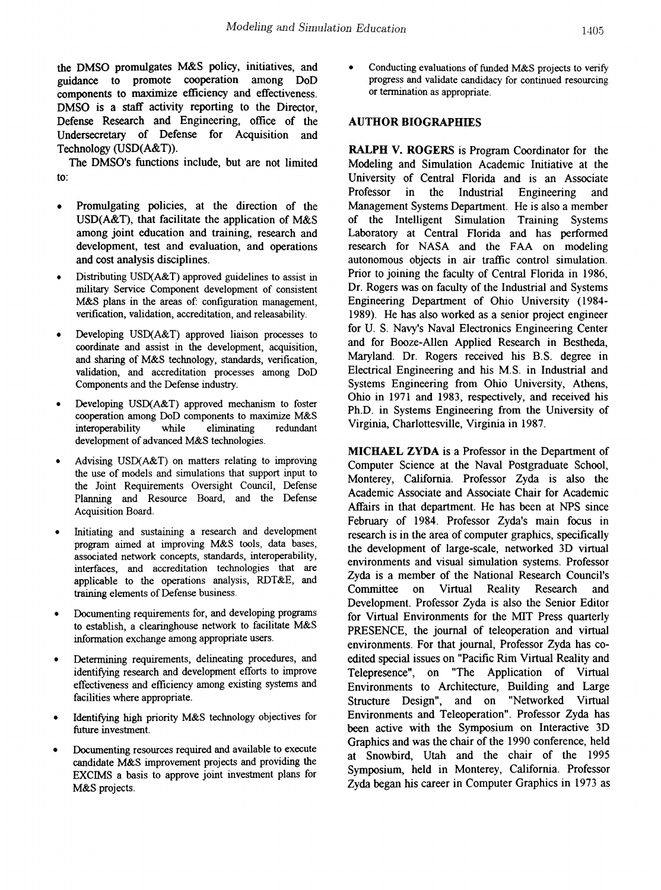the DMSO promulgates M&S policy, initiatives, and guidance to promote cooperation among DoD components to maximize efficiency and effectiveness. DMSO is a staff activity reporting to the Director, Defense Research and Engineering, office of the Undersecretary of Defense for Acquisition and Technology (USD(A&T)).

The DMSO's functions include, but are not limited to:

- Promulgating policies, at the direction of the USD(A&T), that facilitate the application of M&S among joint education and training, research and development, test and evaluation, and operations and cost analysis disciplines.
- Distributing USD(A&T) approved guidelines to assist in military Service Component development of consistent M&S plans in the areas of: configuration management, verification, validation, accreditation, and releasability.
- Developing USD(A&T) approved liaison processes to coordinate and assist in the development, acquisition, and sharing of M&S technology, standards, verification, validation, and accreditation processes among DoD Components and the Defense industry.
- Developing USD(A&T) approved mechanism to foster cooperation among DoD components to maximize M&S interoperability while eliminating redundant development of advanced M&S technologies.
- Advising USD(A&T) on matters relating to improving the use of models and simulations that support input to the Joint Requirements Oversight Council, Defense Planning and Resource Board, and the Defense Acquisition Board.
- Initiating and sustaining a research and development program aimed at improving M&S tools, data bases, associated network concepts, standards, interoperability, interfaces, and accreditation technologies that are applicable to the operations analysis, RDT&E, and training elements of Defense business.
- Documenting requirements for, and developing programs to establish, a clearinghouse network to facilitate M&S information exchange among appropriate users.
- Determining requirements, delineating procedures, and identifying research and development efforts to improve effectiveness and efficiency among existing systems and facilities where appropriate.
- Identifying high priority M&S technology objectives for future investment.
- Documenting resources required and available to execute candidate M&S improvement projects and providing the EXCIMS a basis to approve joint investment plans for M&S projects.
- Conducting evaluations of funded M&S projects to verify progress and validate candidacy for continued resourcing or termination as appropriate.

## AUTHOR BIOGRAPHIES

**RALPH V. ROGERS** is Program Coordinator for the Modeling and Simulation Academic Initiative at the University of Central Florida and is an Associate Professor in the Industrial Engineering and Management Systems Department. He is also a member of the Intelligent Simulation Training Systems Laboratory at Central Florida and has performed research for NASA and the FAA on modeling autonomous objects in air traffic control simulation. Prior to joining the faculty of Central Florida in 1986, Dr. Rogers was on faculty of the Industrial and Systems Engineering Department of Ohio University (1984-1989). He has also worked as a senior project engineer for U. S. Navy's Naval Electronics Engineering Center and for Booze-Allen Applied Research in Bestheda, Maryland. Dr. Rogers received his B.S. degree in Electrical Engineering and his M.S. in Industrial and Systems Engineering from Ohio University, Athens, Ohio in 1971 and 1983, respectively, and received his Ph.D. in Systems Engineering from the University of Virginia, Charlottesville, Virginia in 1987.

**MICHAEL ZYDA** is a Professor in the Department of Computer Science at the Naval Postgraduate School, Monterey, California. Professor Zyda is also the Academic Associate and Associate Chair for Academic Affairs in that department. He has been at NPS since February of 1984. Professor Zyda's main focus in research is in the area of computer graphics, specifically the development of large-scale, networked 3D virtual environments and visual simulation systems. Professor Zyda is a member of the National Research Council's Committee on Virtual Reality Research and Development. Professor Zyda is also the Senior Editor for Virtual Environments for the MIT Press quarterly PRESENCE, the journal of teleoperation and virtual environments. For that journal, Professor Zyda has co-edited special issues on "Pacific Rim Virtual Reality and Telepresence", on "The Application of Virtual Environments to Architecture, Building and Large Structure Design", and on "Networked Virtual Environments and Teleoperation". Professor Zyda has been active with the Symposium on Interactive 3D Graphics and was the chair of the 1990 conference, held at Snowbird, Utah and the chair of the 1995 Symposium, held in Monterey, California. Professor Zyda began his career in Computer Graphics in 1973 as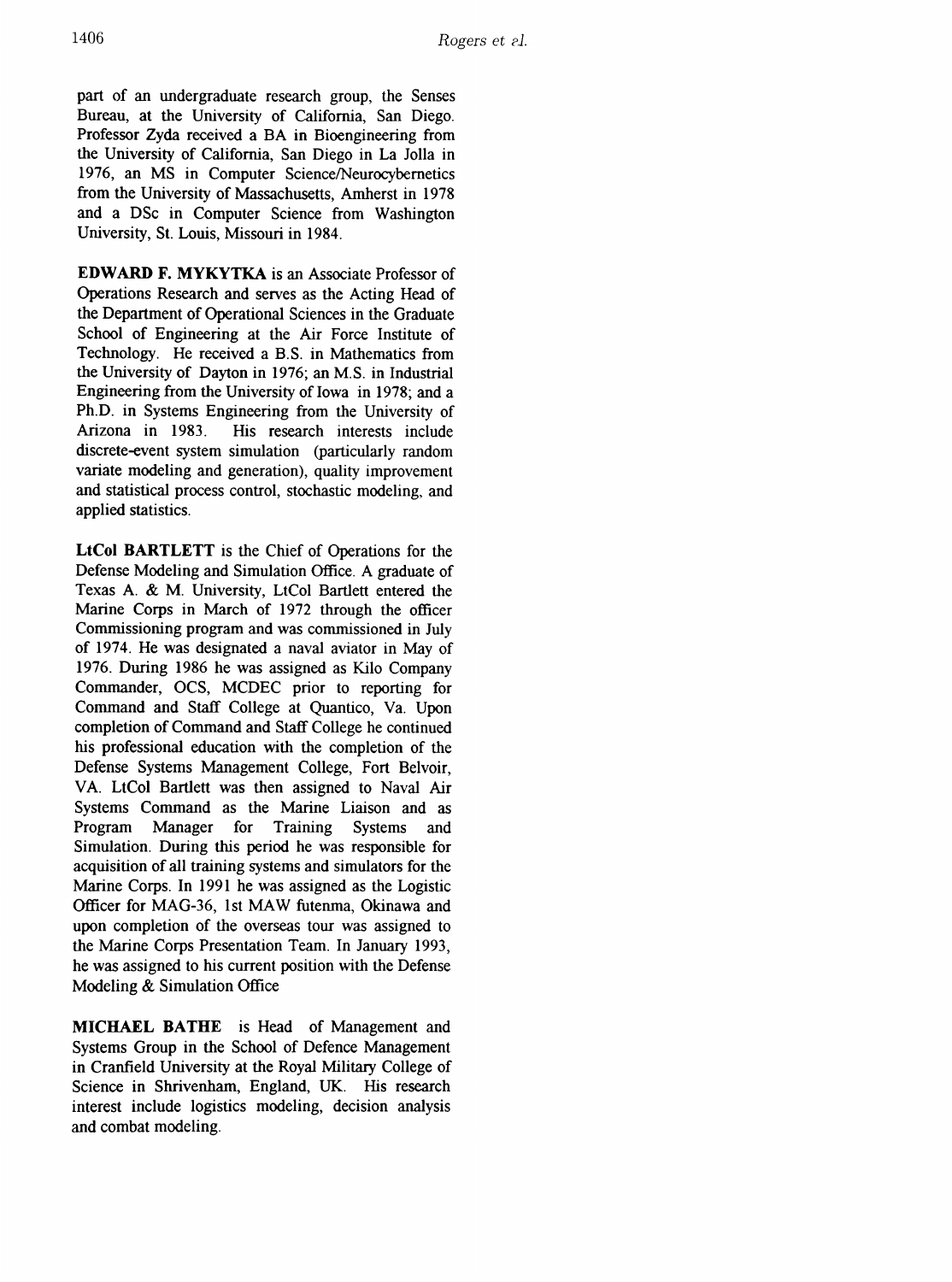part of an undergraduate research group, the Senses Bureau, at the University of California, San Diego. Professor Zyda received a BA in Bioengineering from the University of California, San Diego in La Jolla in 1976, an MS in Computer Science/Neurocybernetics from the University of Massachusetts, Amherst in 1978 and a DSc in Computer Science from Washington University, St. Louis, Missouri in 1984.

**EDWARD F. MYKYTKA** is an Associate Professor of Operations Research and serves as the Acting Head of the Department of Operational Sciences in the Graduate School of Engineering at the Air Force Institute of Technology. He received a B.S. in Mathematics from the University of Dayton in 1976; an M.S. in Industrial Engineering from the University of Iowa in 1978; and a Ph.D. in Systems Engineering from the University of Arizona in 1983. His research interests include discrete-event system simulation (particularly random variate modeling and generation), quality improvement and statistical process control, stochastic modeling, and applied statistics.

**LtCol BARTLETT** is the Chief of Operations for the Defense Modeling and Simulation Office. A graduate of Texas A. & M. University, LtCol Bartlett entered the Marine Corps in March of 1972 through the officer Commissioning program and was commissioned in July of 1974. He was designated a naval aviator in May of 1976. During 1986 he was assigned as Kilo Company Commander, OCS, MCDEC prior to reporting for Command and Staff College at Quantico, Va. Upon completion of Command and Staff College he continued his professional education with the completion of the Defense Systems Management College, Fort Belvoir, VA. LtCol Bartlett was then assigned to Naval Air Systems Command as the Marine Liaison and as Program Manager for Training Systems and Simulation. During this period he was responsible for acquisition of all training systems and simulators for the Marine Corps. In 1991 he was assigned as the Logistic Officer for MAG-36, 1st MAW futenma, Okinawa and upon completion of the overseas tour was assigned to the Marine Corps Presentation Team. In January 1993, he was assigned to his current position with the Defense Modeling & Simulation Office

**MICHAEL BATHE** is Head of Management and Systems Group in the School of Defence Management in Cranfield University at the Royal Military College of Science in Shrivenham, England, UK. His research interest include logistics modeling, decision analysis and combat modeling.